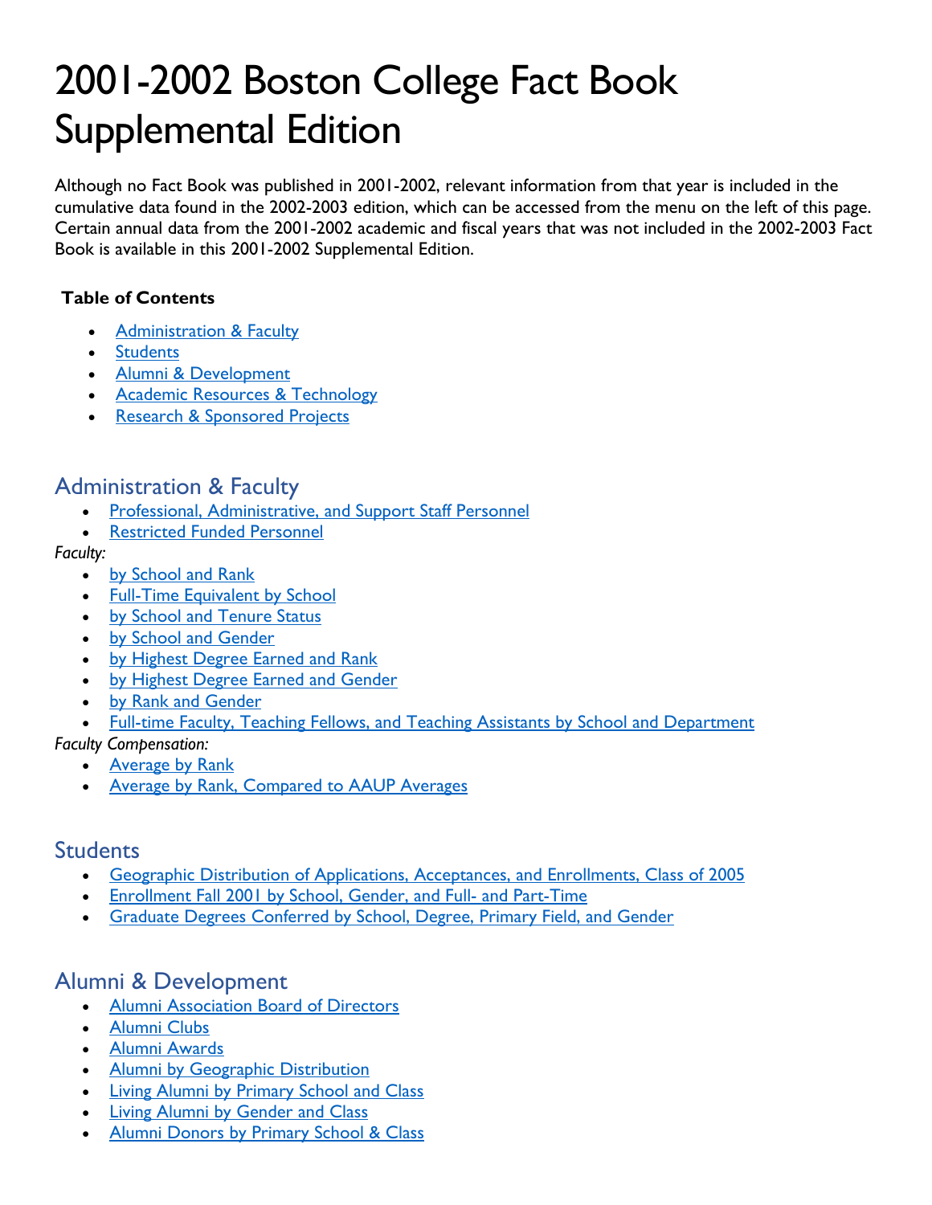# 2001-2002 Boston College Fact Book Supplemental Edition

Although no Fact Book was published in 2001-2002, relevant information from that year is included in the cumulative data found in the 2002-2003 edition, which can be accessed from the menu on the left of this page. Certain annual data from the 2001-2002 academic and fiscal years that was not included in the 2002-2003 Fact Book is available in this 2001-2002 Supplemental Edition.

**Table of Contents**

- Administration & Faculty
- Students
- Alumni & Development
- Academic Resources & Technology
- Research & Sponsored Projects

## Administration & Faculty

- Professional, Administrative, and Support Staff Personnel
- Restricted Funded Personnel

*Faculty:*

- by School and Rank
- Full-Time Equivalent by School
- by School and Tenure Status
- by School and Gender
- by Highest Degree Earned and Rank
- by Highest Degree Earned and Gender
- by Rank and Gender
- Full-time Faculty, Teaching Fellows, and Teaching Assistants by School and Department

*Faculty Compensation:*

- Average by Rank
- Average by Rank, Compared to AAUP Averages

## Students

- Geographic Distribution of Applications, Acceptances, and Enrollments, Class of 2005
- Enrollment Fall 2001 by School, Gender, and Full- and Part-Time
- Graduate Degrees Conferred by School, Degree, Primary Field, and Gender

## Alumni & Development

- Alumni Association Board of Directors
- Alumni Clubs
- Alumni Awards
- Alumni by Geographic Distribution
- Living Alumni by Primary School and Class
- Living Alumni by Gender and Class
- Alumni Donors by Primary School & Class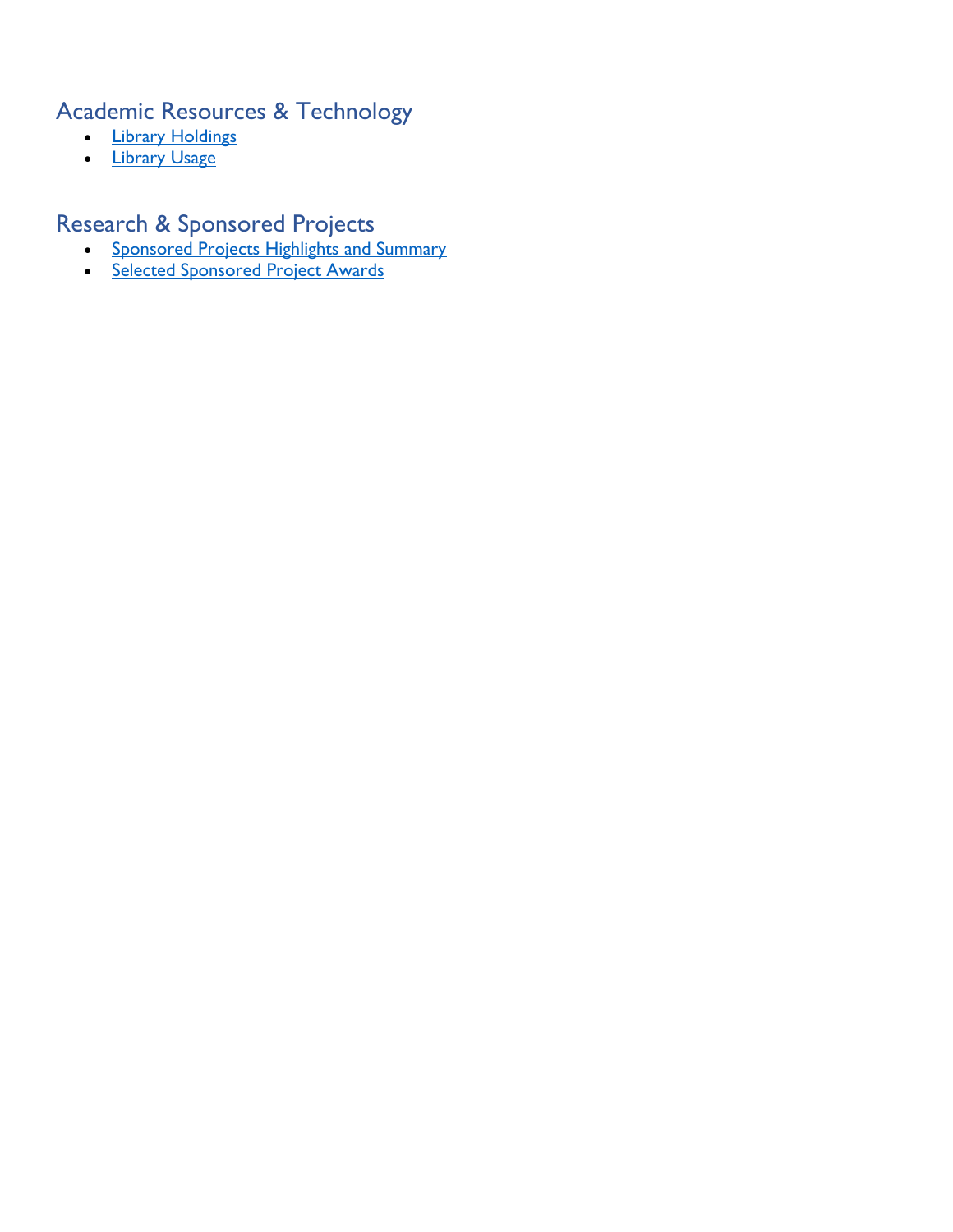## Academic Resources & Technology

- Library Holdings
- Library Usage

## Research & Sponsored Projects

- Sponsored Projects Highlights and Summary
- Selected Sponsored Project Awards